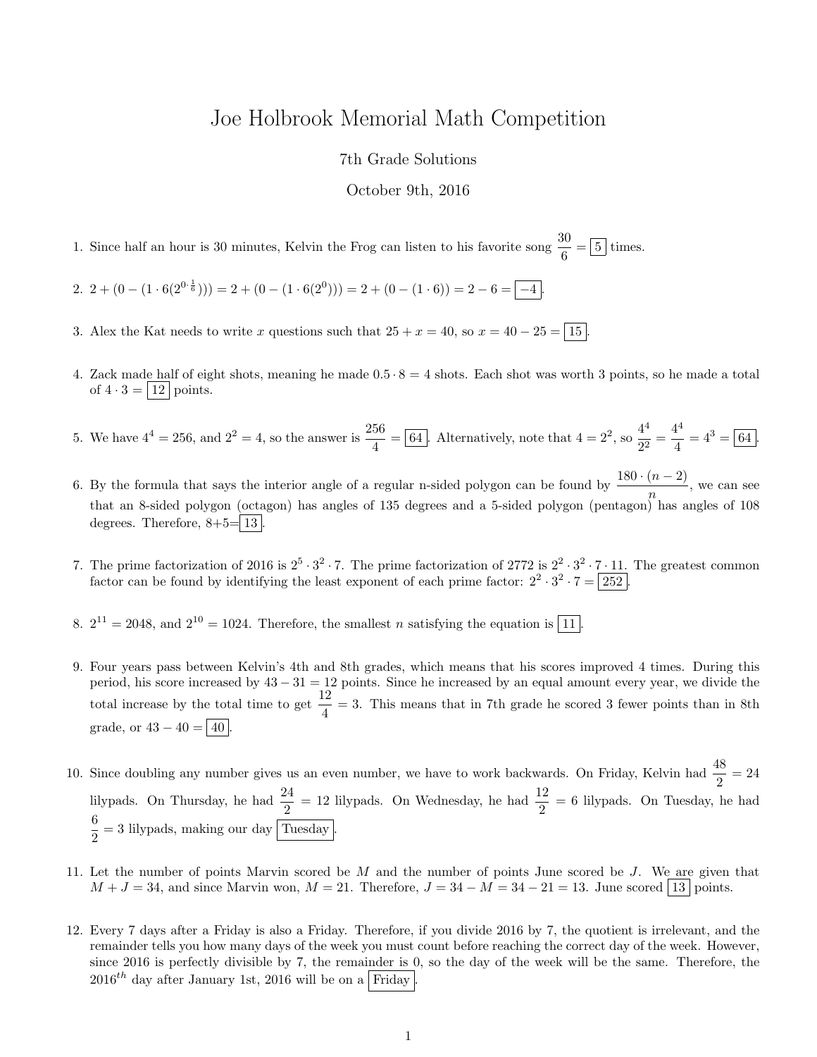# Joe Holbrook Memorial Math Competition

7th Grade Solutions

October 9th, 2016

1. Since half an hour is 30 minutes, Kelvin the Frog can listen to his favorite song $\frac{30}{6} = \boxed{5}$ times.

2. $2 + (0 - (1 \cdot 6(2^{0 \cdot \frac{1}{6}}))) = 2 + (0 - (1 \cdot 6(2^0))) = 2 + (0 - (1 \cdot 6)) = 2 - 6 = \boxed{-4}$.

3. Alex the Kat needs to write $x$ questions such that $25 + x = 40$, so $x = 40 - 25 = \boxed{15}$.

4. Zack made half of eight shots, meaning he made $0.5 \cdot 8 = 4$ shots. Each shot was worth 3 points, so he made a total of $4 \cdot 3 = \boxed{12}$ points.

5. We have $4^4 = 256$, and $2^2 = 4$, so the answer is $\frac{256}{4} = \boxed{64}$. Alternatively, note that $4 = 2^2$, so $\frac{4^4}{2^2} = \frac{4^4}{4} = 4^3 = \boxed{64}$.

6. By the formula that says the interior angle of a regular n-sided polygon can be found by $\frac{180 \cdot (n-2)}{n}$, we can see that an 8-sided polygon (octagon) has angles of 135 degrees and a 5-sided polygon (pentagon) has angles of 108 degrees. Therefore, 8+5=$\boxed{13}$.

7. The prime factorization of 2016 is $2^5 \cdot 3^2 \cdot 7$. The prime factorization of 2772 is $2^2 \cdot 3^2 \cdot 7 \cdot 11$. The greatest common factor can be found by identifying the least exponent of each prime factor: $2^2 \cdot 3^2 \cdot 7 = \boxed{252}$.

8. $2^{11} = 2048$, and $2^{10} = 1024$. Therefore, the smallest $n$ satisfying the equation is $\boxed{11}$.

9. Four years pass between Kelvin's 4th and 8th grades, which means that his scores improved 4 times. During this period, his score increased by $43 - 31 = 12$ points. Since he increased by an equal amount every year, we divide the total increase by the total time to get $\frac{12}{4} = 3$. This means that in 7th grade he scored 3 fewer points than in 8th grade, or $43 - 40 = \boxed{40}$.

10. Since doubling any number gives us an even number, we have to work backwards. On Friday, Kelvin had $\frac{48}{2} = 24$ lilypads. On Thursday, he had $\frac{24}{2} = 12$ lilypads. On Wednesday, he had $\frac{12}{2} = 6$ lilypads. On Tuesday, he had $\frac{6}{2} = 3$ lilypads, making our day $\boxed{\text{Tuesday}}$.

11. Let the number of points Marvin scored be $M$ and the number of points June scored be $J$. We are given that $M + J = 34$, and since Marvin won, $M = 21$. Therefore, $J = 34 - M = 34 - 21 = 13$. June scored $\boxed{13}$ points.

12. Every 7 days after a Friday is also a Friday. Therefore, if you divide 2016 by 7, the quotient is irrelevant, and the remainder tells you how many days of the week you must count before reaching the correct day of the week. However, since 2016 is perfectly divisible by 7, the remainder is 0, so the day of the week will be the same. Therefore, the $2016^{th}$ day after January 1st, 2016 will be on a $\boxed{\text{Friday}}$.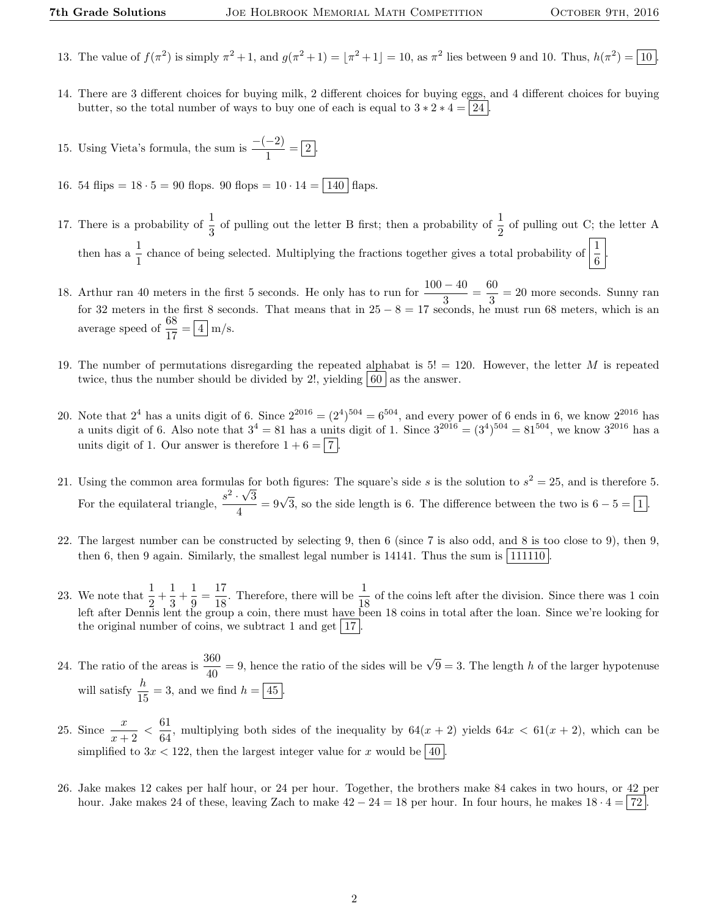13. The value of $f(\pi^2)$ is simply $\pi^2+1$, and $g(\pi^2+1) = \lfloor \pi^2 + 1 \rfloor = 10$, as $\pi^2$ lies between 9 and 10. Thus, $h(\pi^2) = \boxed{10}$.

14. There are 3 different choices for buying milk, 2 different choices for buying eggs, and 4 different choices for buying butter, so the total number of ways to buy one of each is equal to $3 * 2 * 4 = \boxed{24}$.

15. Using Vieta's formula, the sum is $\frac{-(-2)}{1} = \boxed{2}$.

16. 54 flips $= 18 \cdot 5 = 90$ flops. 90 flops $= 10 \cdot 14 = \boxed{140}$ flaps.

17. There is a probability of $\frac{1}{3}$ of pulling out the letter B first; then a probability of $\frac{1}{2}$ of pulling out C; the letter A then has a $\frac{1}{1}$ chance of being selected. Multiplying the fractions together gives a total probability of $\boxed{\frac{1}{6}}$.

18. Arthur ran 40 meters in the first 5 seconds. He only has to run for $\frac{100-40}{3} = \frac{60}{3} = 20$ more seconds. Sunny ran for 32 meters in the first 8 seconds. That means that in $25 - 8 = 17$ seconds, he must run 68 meters, which is an average speed of $\frac{68}{17} = \boxed{4}$ m/s.

19. The number of permutations disregarding the repeated alphabat is $5! = 120$. However, the letter $M$ is repeated twice, thus the number should be divided by $2!$, yielding $\boxed{60}$ as the answer.

20. Note that $2^4$ has a units digit of 6. Since $2^{2016} = (2^4)^{504} = 6^{504}$, and every power of 6 ends in 6, we know $2^{2016}$ has a units digit of 6. Also note that $3^4 = 81$ has a units digit of 1. Since $3^{2016} = (3^4)^{504} = 81^{504}$, we know $3^{2016}$ has a units digit of 1. Our answer is therefore $1 + 6 = \boxed{7}$.

21. Using the common area formulas for both figures: The square's side $s$ is the solution to $s^2 = 25$, and is therefore 5. For the equilateral triangle, $\frac{s^2 \cdot \sqrt{3}}{4} = 9\sqrt{3}$, so the side length is 6. The difference between the two is $6 - 5 = \boxed{1}$.

22. The largest number can be constructed by selecting 9, then 6 (since 7 is also odd, and 8 is too close to 9), then 9, then 6, then 9 again. Similarly, the smallest legal number is 14141. Thus the sum is $\boxed{111110}$.

23. We note that $\frac{1}{2} + \frac{1}{3} + \frac{1}{9} = \frac{17}{18}$. Therefore, there will be $\frac{1}{18}$ of the coins left after the division. Since there was 1 coin left after Dennis lent the group a coin, there must have been 18 coins in total after the loan. Since we're looking for the original number of coins, we subtract 1 and get $\boxed{17}$.

24. The ratio of the areas is $\frac{360}{40} = 9$, hence the ratio of the sides will be $\sqrt{9} = 3$. The length $h$ of the larger hypotenuse will satisfy $\frac{h}{15} = 3$, and we find $h = \boxed{45}$.

25. Since $\frac{x}{x+2} < \frac{61}{64}$, multiplying both sides of the inequality by $64(x+2)$ yields $64x < 61(x+2)$, which can be simplified to $3x < 122$, then the largest integer value for $x$ would be $\boxed{40}$.

26. Jake makes 12 cakes per half hour, or 24 per hour. Together, the brothers make 84 cakes in two hours, or 42 per hour. Jake makes 24 of these, leaving Zach to make $42 - 24 = 18$ per hour. In four hours, he makes $18 \cdot 4 = \boxed{72}$.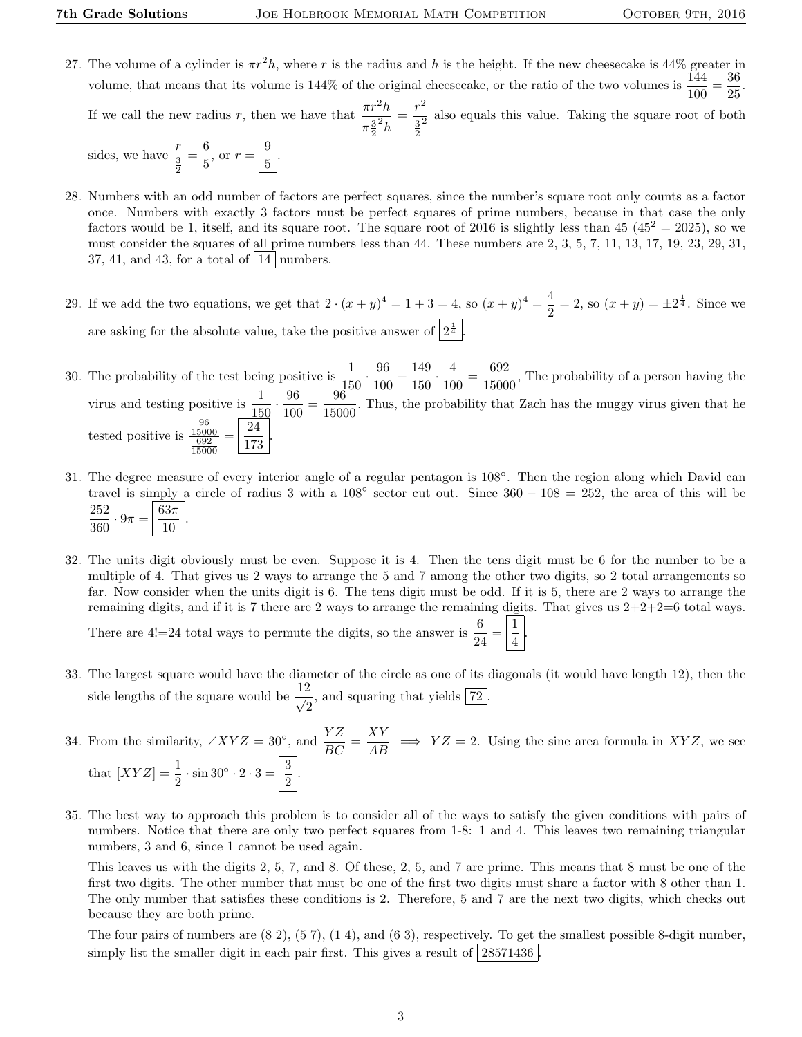27. The volume of a cylinder is $\pi r^2 h$, where $r$ is the radius and $h$ is the height. If the new cheesecake is 44% greater in volume, that means that its volume is 144% of the original cheesecake, or the ratio of the two volumes is $\frac{144}{100} = \frac{36}{25}$. If we call the new radius $r$, then we have that $\frac{\pi r^2 h}{\pi \frac{3}{2}^2 h} = \frac{r^2}{\frac{3}{2}^2}$ also equals this value. Taking the square root of both sides, we have $\frac{r}{\frac{3}{2}} = \frac{6}{5}$, or $r = \boxed{\frac{9}{5}}$.

28. Numbers with an odd number of factors are perfect squares, since the number's square root only counts as a factor once. Numbers with exactly 3 factors must be perfect squares of prime numbers, because in that case the only factors would be 1, itself, and its square root. The square root of 2016 is slightly less than 45 ($45^2 = 2025$), so we must consider the squares of all prime numbers less than 44. These numbers are 2, 3, 5, 7, 11, 13, 17, 19, 23, 29, 31, 37, 41, and 43, for a total of $\boxed{14}$ numbers.

29. If we add the two equations, we get that $2 \cdot (x+y)^4 = 1 + 3 = 4$, so $(x+y)^4 = \frac{4}{2} = 2$, so $(x+y) = \pm 2^{\frac{1}{4}}$. Since we are asking for the absolute value, take the positive answer of $\boxed{2^{\frac{1}{4}}}$.

30. The probability of the test being positive is $\frac{1}{150} \cdot \frac{96}{100} + \frac{149}{150} \cdot \frac{4}{100} = \frac{692}{15000}$, The probability of a person having the virus and testing positive is $\frac{1}{150} \cdot \frac{96}{100} = \frac{96}{15000}$. Thus, the probability that Zach has the muggy virus given that he tested positive is $\frac{\frac{96}{15000}}{\frac{692}{15000}} = \boxed{\frac{24}{173}}$.

31. The degree measure of every interior angle of a regular pentagon is $108°$. Then the region along which David can travel is simply a circle of radius 3 with a $108°$ sector cut out. Since $360 - 108 = 252$, the area of this will be $\frac{252}{360} \cdot 9\pi = \boxed{\frac{63\pi}{10}}$.

32. The units digit obviously must be even. Suppose it is 4. Then the tens digit must be 6 for the number to be a multiple of 4. That gives us 2 ways to arrange the 5 and 7 among the other two digits, so 2 total arrangements so far. Now consider when the units digit is 6. The tens digit must be odd. If it is 5, there are 2 ways to arrange the remaining digits, and if it is 7 there are 2 ways to arrange the remaining digits. That gives us 2+2+2=6 total ways. There are 4!=24 total ways to permute the digits, so the answer is $\frac{6}{24} = \boxed{\frac{1}{4}}$.

33. The largest square would have the diameter of the circle as one of its diagonals (it would have length 12), then the side lengths of the square would be $\frac{12}{\sqrt{2}}$, and squaring that yields $\boxed{72}$.

34. From the similarity, $\angle XYZ = 30°$, and $\frac{YZ}{BC} = \frac{XY}{AB} \implies YZ = 2$. Using the sine area formula in $XYZ$, we see that $[XYZ] = \frac{1}{2} \cdot \sin 30° \cdot 2 \cdot 3 = \boxed{\frac{3}{2}}$.

35. The best way to approach this problem is to consider all of the ways to satisfy the given conditions with pairs of numbers. Notice that there are only two perfect squares from 1-8: 1 and 4. This leaves two remaining triangular numbers, 3 and 6, since 1 cannot be used again.

    This leaves us with the digits 2, 5, 7, and 8. Of these, 2, 5, and 7 are prime. This means that 8 must be one of the first two digits. The other number that must be one of the first two digits must share a factor with 8 other than 1. The only number that satisfies these conditions is 2. Therefore, 5 and 7 are the next two digits, which checks out because they are both prime.

    The four pairs of numbers are (8 2), (5 7), (1 4), and (6 3), respectively. To get the smallest possible 8-digit number, simply list the smaller digit in each pair first. This gives a result of $\boxed{28571436}$.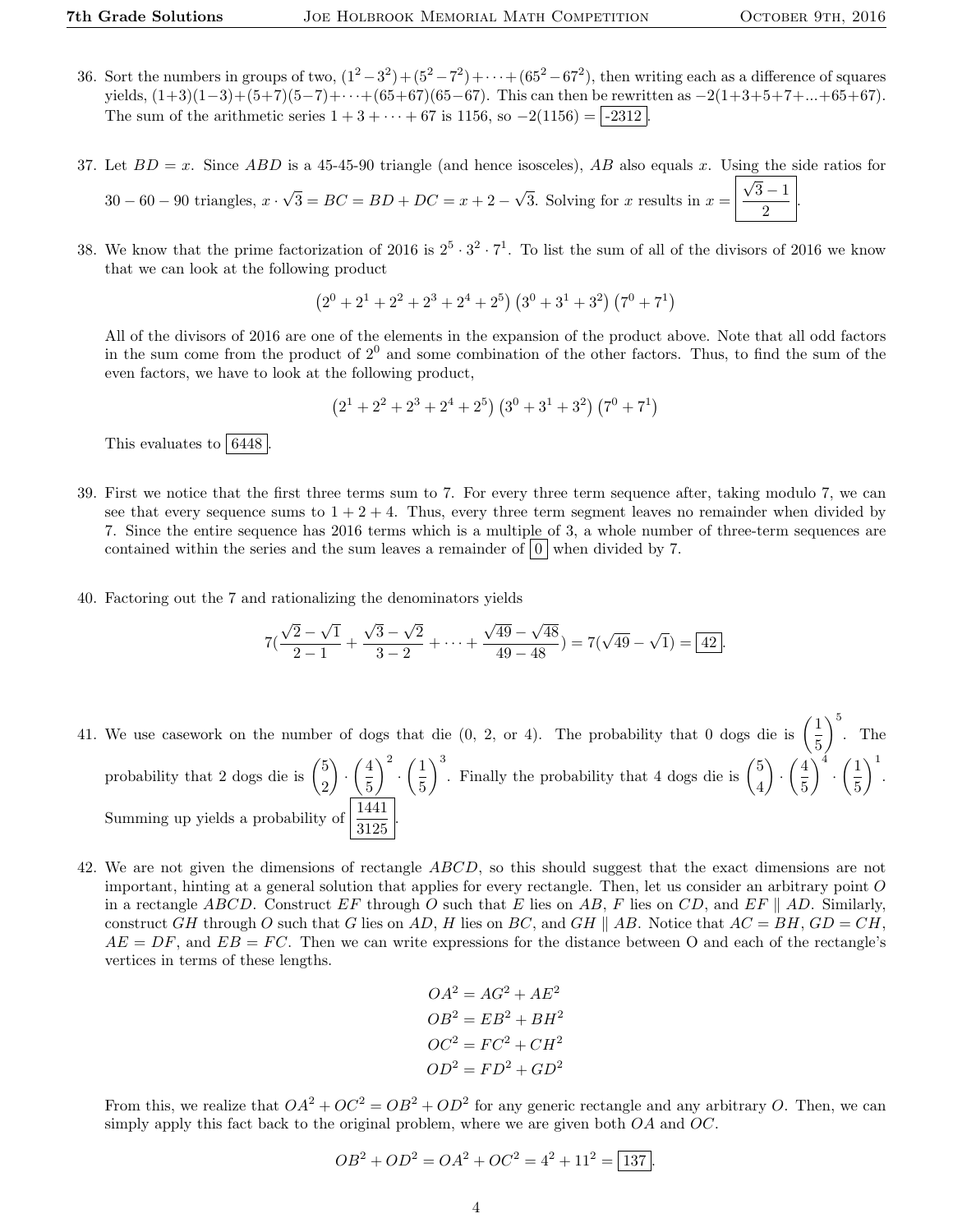36. Sort the numbers in groups of two, $(1^2 - 3^2) + (5^2 - 7^2) + \cdots + (65^2 - 67^2)$, then writing each as a difference of squares yields, $(1+3)(1-3)+(5+7)(5-7)+\cdots+(65+67)(65-67)$. This can then be rewritten as $-2(1+3+5+7+...+65+67)$. The sum of the arithmetic series $1 + 3 + \cdots + 67$ is 1156, so $-2(1156) = \boxed{-2312}$.

37. Let $BD = x$. Since $ABD$ is a 45-45-90 triangle (and hence isosceles), $AB$ also equals $x$. Using the side ratios for $30-60-90$ triangles, $x \cdot \sqrt{3} = BC = BD + DC = x + 2 - \sqrt{3}$. Solving for $x$ results in $x = \boxed{\dfrac{\sqrt{3}-1}{2}}$.

38. We know that the prime factorization of 2016 is $2^5 \cdot 3^2 \cdot 7^1$. To list the sum of all of the divisors of 2016 we know that we can look at the following product

$$\left(2^0 + 2^1 + 2^2 + 2^3 + 2^4 + 2^5\right)\left(3^0 + 3^1 + 3^2\right)\left(7^0 + 7^1\right)$$

All of the divisors of 2016 are one of the elements in the expansion of the product above. Note that all odd factors in the sum come from the product of $2^0$ and some combination of the other factors. Thus, to find the sum of the even factors, we have to look at the following product,

$$\left(2^1 + 2^2 + 2^3 + 2^4 + 2^5\right)\left(3^0 + 3^1 + 3^2\right)\left(7^0 + 7^1\right)$$

This evaluates to $\boxed{6448}$.

39. First we notice that the first three terms sum to 7. For every three term sequence after, taking modulo 7, we can see that every sequence sums to $1 + 2 + 4$. Thus, every three term segment leaves no remainder when divided by 7. Since the entire sequence has 2016 terms which is a multiple of 3, a whole number of three-term sequences are contained within the series and the sum leaves a remainder of $\boxed{0}$ when divided by 7.

40. Factoring out the 7 and rationalizing the denominators yields

$$7\left(\frac{\sqrt{2}-\sqrt{1}}{2-1} + \frac{\sqrt{3}-\sqrt{2}}{3-2} + \cdots + \frac{\sqrt{49}-\sqrt{48}}{49-48}\right) = 7(\sqrt{49}-\sqrt{1}) = \boxed{42}.$$

41. We use casework on the number of dogs that die (0, 2, or 4). The probability that 0 dogs die is $\left(\frac{1}{5}\right)^5$. The probability that 2 dogs die is $\binom{5}{2} \cdot \left(\frac{4}{5}\right)^2 \cdot \left(\frac{1}{5}\right)^3$. Finally the probability that 4 dogs die is $\binom{5}{4} \cdot \left(\frac{4}{5}\right)^4 \cdot \left(\frac{1}{5}\right)^1$. Summing up yields a probability of $\boxed{\dfrac{1441}{3125}}$.

42. We are not given the dimensions of rectangle $ABCD$, so this should suggest that the exact dimensions are not important, hinting at a general solution that applies for every rectangle. Then, let us consider an arbitrary point $O$ in a rectangle $ABCD$. Construct $EF$ through $O$ such that $E$ lies on $AB$, $F$ lies on $CD$, and $EF \parallel AD$. Similarly, construct $GH$ through $O$ such that $G$ lies on $AD$, $H$ lies on $BC$, and $GH \parallel AB$. Notice that $AC = BH$, $GD = CH$, $AE = DF$, and $EB = FC$. Then we can write expressions for the distance between O and each of the rectangle's vertices in terms of these lengths.

$$OA^2 = AG^2 + AE^2$$
$$OB^2 = EB^2 + BH^2$$
$$OC^2 = FC^2 + CH^2$$
$$OD^2 = FD^2 + GD^2$$

From this, we realize that $OA^2 + OC^2 = OB^2 + OD^2$ for any generic rectangle and any arbitrary $O$. Then, we can simply apply this fact back to the original problem, where we are given both $OA$ and $OC$.

$$OB^2 + OD^2 = OA^2 + OC^2 = 4^2 + 11^2 = \boxed{137}.$$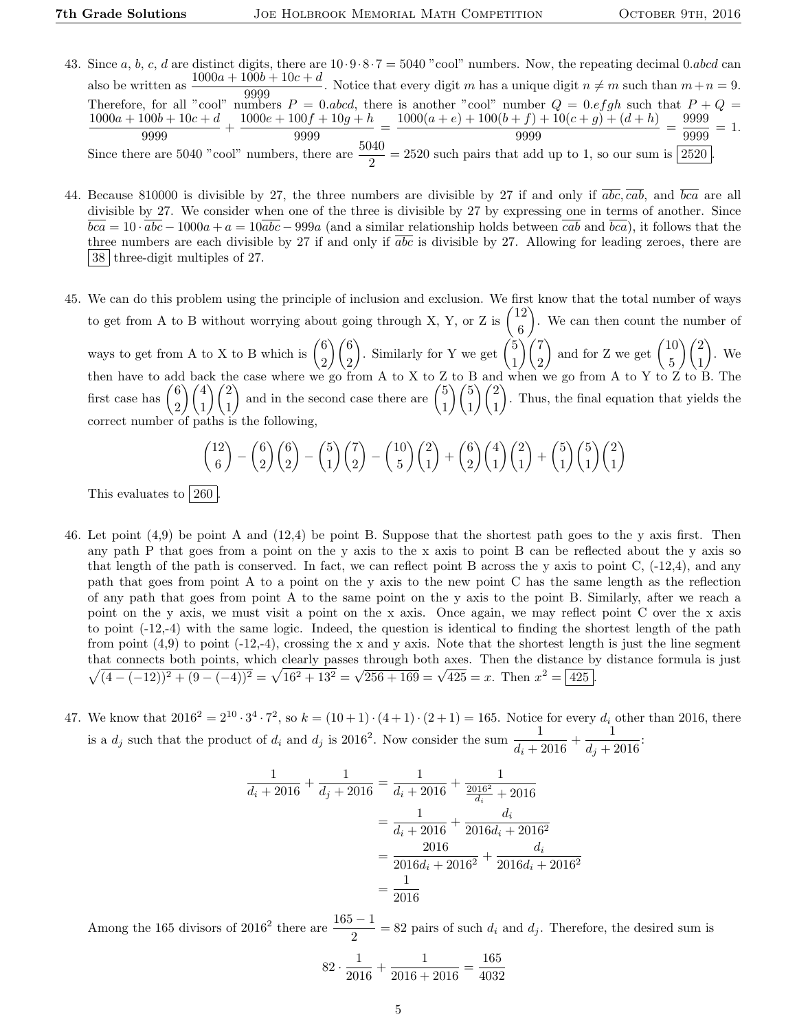43. Since $a$, $b$, $c$, $d$ are distinct digits, there are $10 \cdot 9 \cdot 8 \cdot 7 = 5040$ "cool" numbers. Now, the repeating decimal $0.abcd$ can also be written as $\frac{1000a + 100b + 10c + d}{9999}$. Notice that every digit $m$ has a unique digit $n \neq m$ such than $m + n = 9$. Therefore, for all "cool" numbers $P = 0.abcd$, there is another "cool" number $Q = 0.efgh$ such that $P + Q = \frac{1000a + 100b + 10c + d}{9999} + \frac{1000e + 100f + 10g + h}{9999} = \frac{1000(a+e) + 100(b+f) + 10(c+g) + (d+h)}{9999} = \frac{9999}{9999} = 1$. Since there are 5040 "cool" numbers, there are $\frac{5040}{2} = 2520$ such pairs that add up to 1, so our sum is $\boxed{2520}$.

44. Because 810000 is divisible by 27, the three numbers are divisible by 27 if and only if $\overline{abc}, \overline{cab}$, and $\overline{bca}$ are all divisible by 27. We consider when one of the three is divisible by 27 by expressing one in terms of another. Since $\overline{bca} = 10 \cdot \overline{abc} - 1000a + a = 10\overline{abc} - 999a$ (and a similar relationship holds between $\overline{cab}$ and $\overline{bca}$), it follows that the three numbers are each divisible by 27 if and only if $\overline{abc}$ is divisible by 27. Allowing for leading zeroes, there are $\boxed{38}$ three-digit multiples of 27.

45. We can do this problem using the principle of inclusion and exclusion. We first know that the total number of ways to get from A to B without worrying about going through X, Y, or Z is $\binom{12}{6}$. We can then count the number of ways to get from A to X to B which is $\binom{6}{2}\binom{6}{2}$. Similarly for Y we get $\binom{5}{1}\binom{7}{2}$ and for Z we get $\binom{10}{5}\binom{2}{1}$. We then have to add back the case where we go from A to X to Z to B and when we go from A to Y to Z to B. The first case has $\binom{6}{2}\binom{4}{1}\binom{2}{1}$ and in the second case there are $\binom{5}{1}\binom{5}{1}\binom{2}{1}$. Thus, the final equation that yields the correct number of paths is the following,

$$\binom{12}{6} - \binom{6}{2}\binom{6}{2} - \binom{5}{1}\binom{7}{2} - \binom{10}{5}\binom{2}{1} + \binom{6}{2}\binom{4}{1}\binom{2}{1} + \binom{5}{1}\binom{5}{1}\binom{2}{1}$$

This evaluates to $\boxed{260}$.

46. Let point (4,9) be point A and (12,4) be point B. Suppose that the shortest path goes to the y axis first. Then any path P that goes from a point on the y axis to the x axis to point B can be reflected about the y axis so that length of the path is conserved. In fact, we can reflect point B across the y axis to point C, (-12,4), and any path that goes from point A to a point on the y axis to the new point C has the same length as the reflection of any path that goes from point A to the same point on the y axis to the point B. Similarly, after we reach a point on the y axis, we must visit a point on the x axis. Once again, we may reflect point C over the x axis to point (-12,-4) with the same logic. Indeed, the question is identical to finding the shortest length of the path from point (4,9) to point (-12,-4), crossing the x and y axis. Note that the shortest length is just the line segment that connects both points, which clearly passes through both axes. Then the distance by distance formula is just $\sqrt{(4-(-12))^2 + (9-(-4))^2} = \sqrt{16^2 + 13^2} = \sqrt{256 + 169} = \sqrt{425} = x$. Then $x^2 = \boxed{425}$.

47. We know that $2016^2 = 2^{10} \cdot 3^4 \cdot 7^2$, so $k = (10+1) \cdot (4+1) \cdot (2+1) = 165$. Notice for every $d_i$ other than 2016, there is a $d_j$ such that the product of $d_i$ and $d_j$ is $2016^2$. Now consider the sum $\frac{1}{d_i + 2016} + \frac{1}{d_j + 2016}$:

$$\begin{aligned}
\frac{1}{d_i + 2016} + \frac{1}{d_j + 2016} &= \frac{1}{d_i + 2016} + \frac{1}{\frac{2016^2}{d_i} + 2016} \\
&= \frac{1}{d_i + 2016} + \frac{d_i}{2016d_i + 2016^2} \\
&= \frac{2016}{2016d_i + 2016^2} + \frac{d_i}{2016d_i + 2016^2} \\
&= \frac{1}{2016}
\end{aligned}$$

Among the 165 divisors of $2016^2$ there are $\frac{165-1}{2} = 82$ pairs of such $d_i$ and $d_j$. Therefore, the desired sum is

$$82 \cdot \frac{1}{2016} + \frac{1}{2016 + 2016} = \frac{165}{4032}$$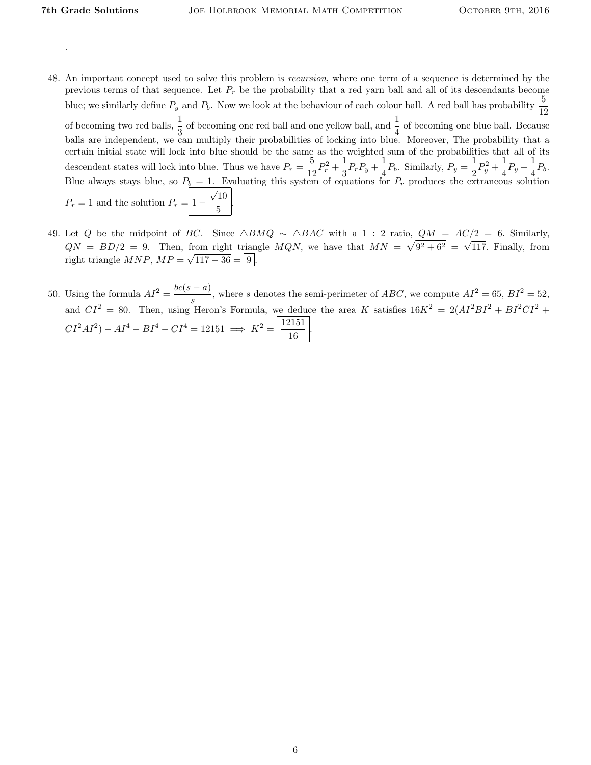.

48. An important concept used to solve this problem is *recursion*, where one term of a sequence is determined by the previous terms of that sequence. Let $P_r$ be the probability that a red yarn ball and all of its descendants become blue; we similarly define $P_y$ and $P_b$. Now we look at the behaviour of each colour ball. A red ball has probability $\frac{5}{12}$ of becoming two red balls, $\frac{1}{3}$ of becoming one red ball and one yellow ball, and $\frac{1}{4}$ of becoming one blue ball. Because balls are independent, we can multiply their probabilities of locking into blue. Moreover, The probability that a certain initial state will lock into blue should be the same as the weighted sum of the probabilities that all of its descendent states will lock into blue. Thus we have $P_r = \frac{5}{12}P_r^2 + \frac{1}{3}P_rP_y + \frac{1}{4}P_b$. Similarly, $P_y = \frac{1}{2}P_y^2 + \frac{1}{4}P_y + \frac{1}{4}P_b$. Blue always stays blue, so $P_b = 1$. Evaluating this system of equations for $P_r$ produces the extraneous solution $P_r = 1$ and the solution $P_r = \boxed{1 - \frac{\sqrt{10}}{5}}$.

49. Let $Q$ be the midpoint of $BC$. Since $\triangle BMQ \sim \triangle BAC$ with a $1 : 2$ ratio, $QM = AC/2 = 6$. Similarly, $QN = BD/2 = 9$. Then, from right triangle $MQN$, we have that $MN = \sqrt{9^2 + 6^2} = \sqrt{117}$. Finally, from right triangle $MNP$, $MP = \sqrt{117 - 36} = \boxed{9}$.

50. Using the formula $AI^2 = \frac{bc(s-a)}{s}$, where $s$ denotes the semi-perimeter of $ABC$, we compute $AI^2 = 65$, $BI^2 = 52$, and $CI^2 = 80$. Then, using Heron's Formula, we deduce the area $K$ satisfies $16K^2 = 2(AI^2BI^2 + BI^2CI^2 + CI^2AI^2) - AI^4 - BI^4 - CI^4 = 12151 \implies K^2 = \boxed{\frac{12151}{16}}$.